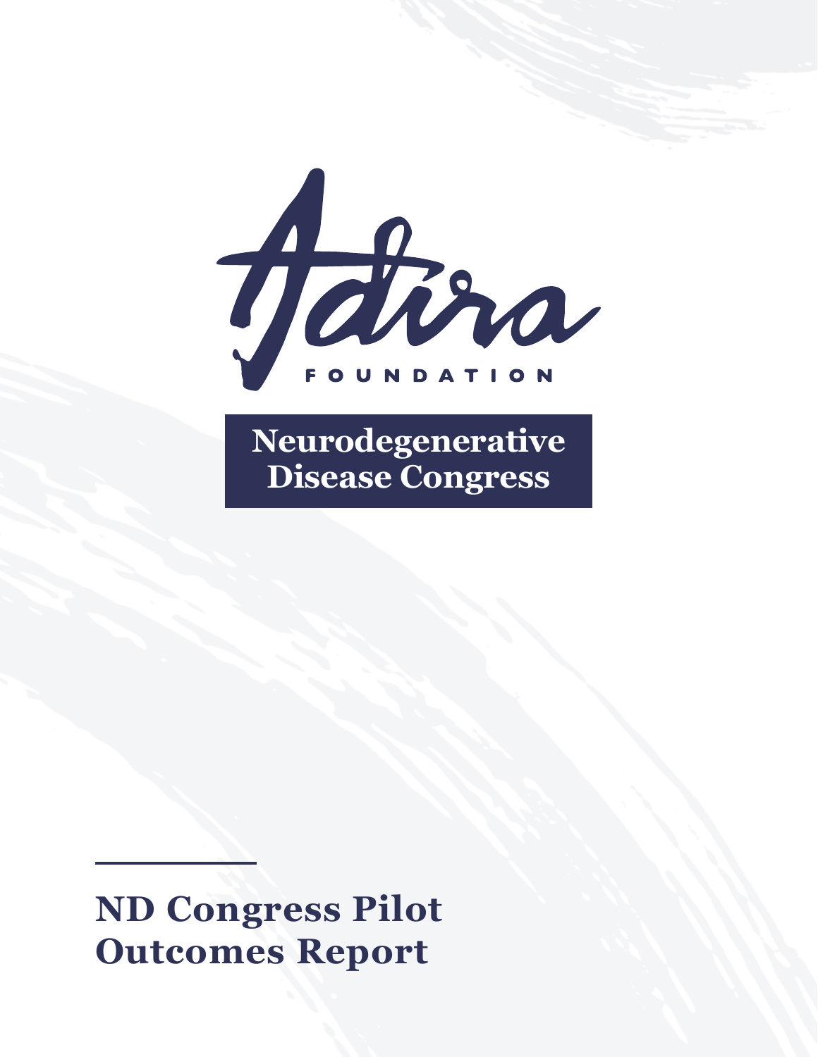Adira

FOUNDATION

**Neurodegenerative Disease Congress**

# ND Congress Pilot Outcomes Report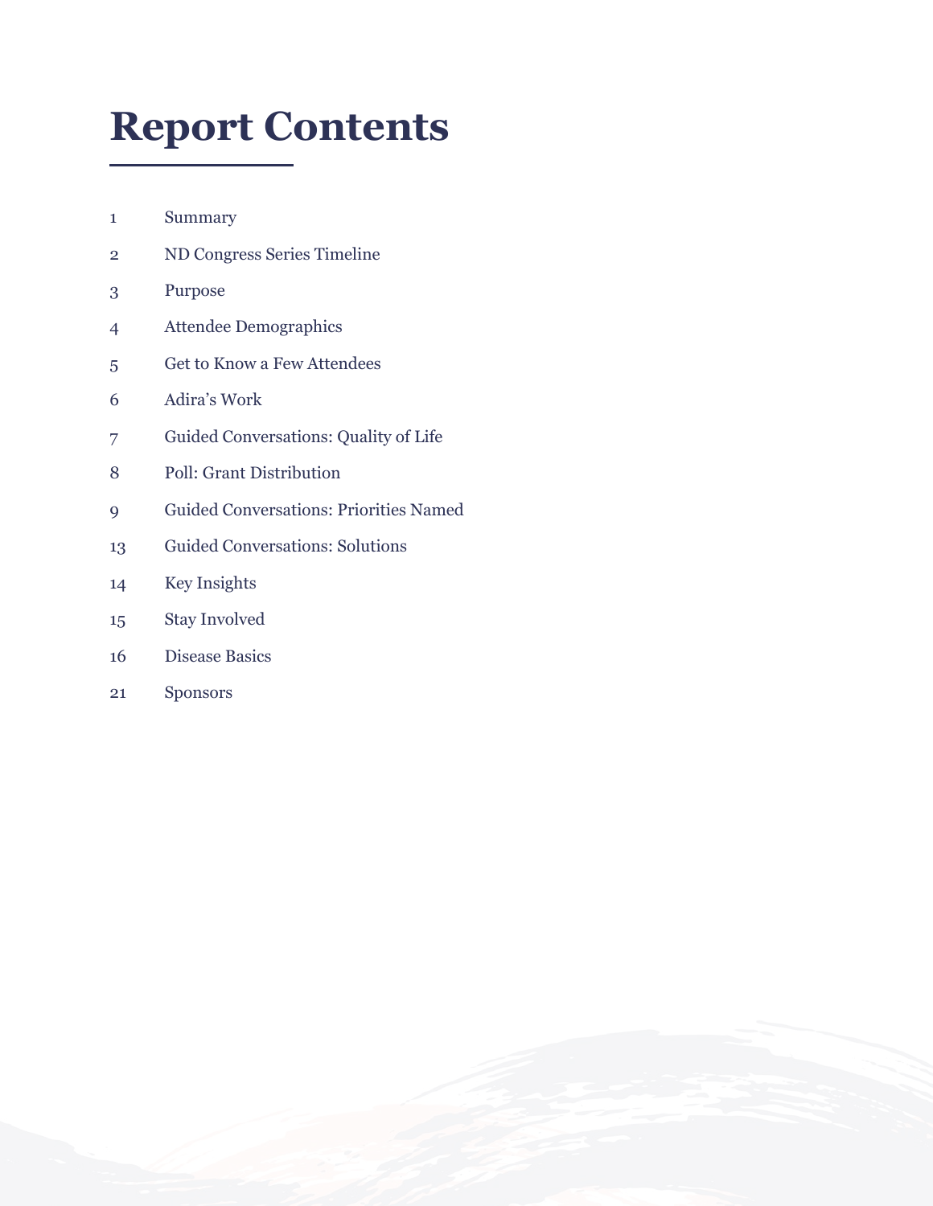# Report Contents

| | |
|---|---|
| 1 | Summary |
| 2 | ND Congress Series Timeline |
| 3 | Purpose |
| 4 | Attendee Demographics |
| 5 | Get to Know a Few Attendees |
| 6 | Adira's Work |
| 7 | Guided Conversations: Quality of Life |
| 8 | Poll: Grant Distribution |
| 9 | Guided Conversations: Priorities Named |
| 13 | Guided Conversations: Solutions |
| 14 | Key Insights |
| 15 | Stay Involved |
| 16 | Disease Basics |
| 21 | Sponsors |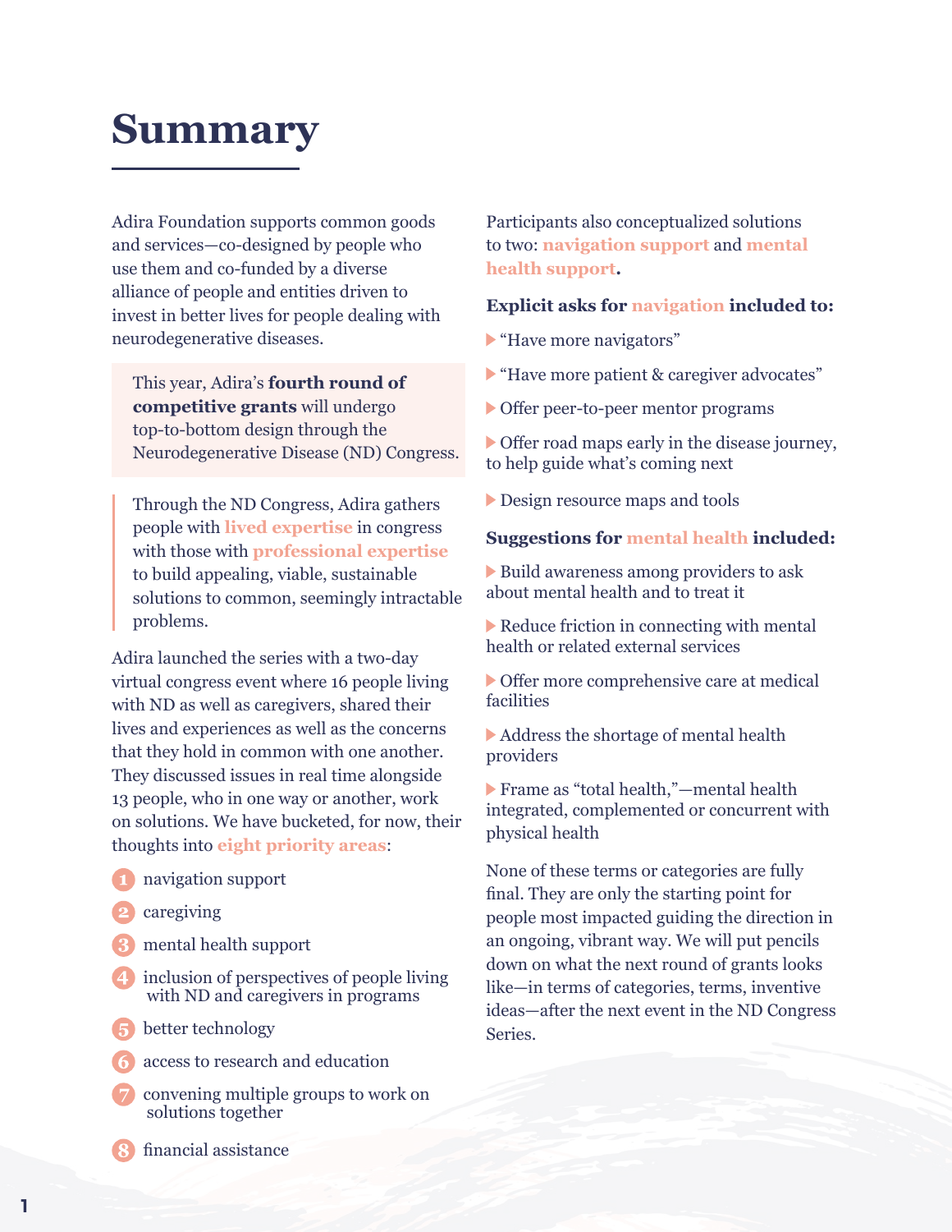# Summary

Adira Foundation supports common goods and services—co-designed by people who use them and co-funded by a diverse alliance of people and entities driven to invest in better lives for people dealing with neurodegenerative diseases.

This year, Adira's **fourth round of competitive grants** will undergo top-to-bottom design through the Neurodegenerative Disease (ND) Congress.

> Through the ND Congress, Adira gathers people with **lived expertise** in congress with those with **professional expertise** to build appealing, viable, sustainable solutions to common, seemingly intractable problems.

Adira launched the series with a two-day virtual congress event where 16 people living with ND as well as caregivers, shared their lives and experiences as well as the concerns that they hold in common with one another. They discussed issues in real time alongside 13 people, who in one way or another, work on solutions. We have bucketed, for now, their thoughts into **eight priority areas**:

1. navigation support
2. caregiving
3. mental health support
4. inclusion of perspectives of people living with ND and caregivers in programs
5. better technology
6. access to research and education
7. convening multiple groups to work on solutions together
8. financial assistance

Participants also conceptualized solutions to two: **navigation support** and **mental health support**.

**Explicit asks for navigation included to:**

- "Have more navigators"
- "Have more patient & caregiver advocates"
- Offer peer-to-peer mentor programs
- Offer road maps early in the disease journey, to help guide what's coming next
- Design resource maps and tools

**Suggestions for mental health included:**

- Build awareness among providers to ask about mental health and to treat it
- Reduce friction in connecting with mental health or related external services
- Offer more comprehensive care at medical facilities
- Address the shortage of mental health providers
- Frame as "total health,"—mental health integrated, complemented or concurrent with physical health

None of these terms or categories are fully final. They are only the starting point for people most impacted guiding the direction in an ongoing, vibrant way. We will put pencils down on what the next round of grants looks like—in terms of categories, terms, inventive ideas—after the next event in the ND Congress Series.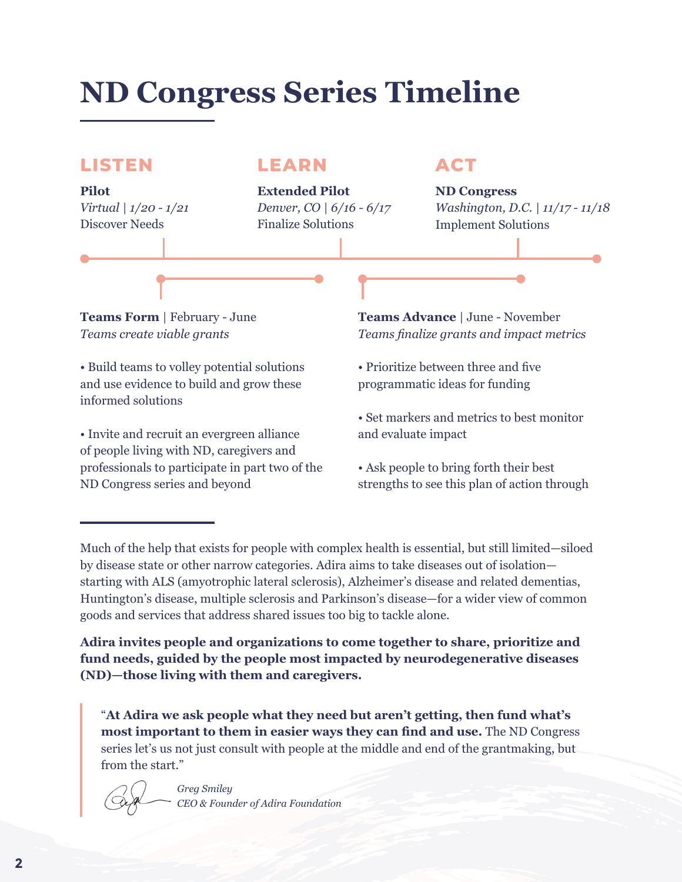# ND Congress Series Timeline

## LISTEN

**Pilot**
*Virtual | 1/20 - 1/21*
Discover Needs

## LEARN

**Extended Pilot**
*Denver, CO | 6/16 - 6/17*
Finalize Solutions

## ACT

**ND Congress**
*Washington, D.C. | 11/17 - 11/18*
Implement Solutions

**Teams Form** | February - June
*Teams create viable grants*

• Build teams to volley potential solutions and use evidence to build and grow these informed solutions

• Invite and recruit an evergreen alliance of people living with ND, caregivers and professionals to participate in part two of the ND Congress series and beyond

**Teams Advance** | June - November
*Teams finalize grants and impact metrics*

• Prioritize between three and five programmatic ideas for funding

• Set markers and metrics to best monitor and evaluate impact

• Ask people to bring forth their best strengths to see this plan of action through

---

Much of the help that exists for people with complex health is essential, but still limited—siloed by disease state or other narrow categories. Adira aims to take diseases out of isolation—starting with ALS (amyotrophic lateral sclerosis), Alzheimer's disease and related dementias, Huntington's disease, multiple sclerosis and Parkinson's disease—for a wider view of common goods and services that address shared issues too big to tackle alone.

**Adira invites people and organizations to come together to share, prioritize and fund needs, guided by the people most impacted by neurodegenerative diseases (ND)—those living with them and caregivers.**

> "**At Adira we ask people what they need but aren't getting, then fund what's most important to them in easier ways they can find and use.** The ND Congress series let's us not just consult with people at the middle and end of the grantmaking, but from the start."
>
> *Greg Smiley*
> *CEO & Founder of Adira Foundation*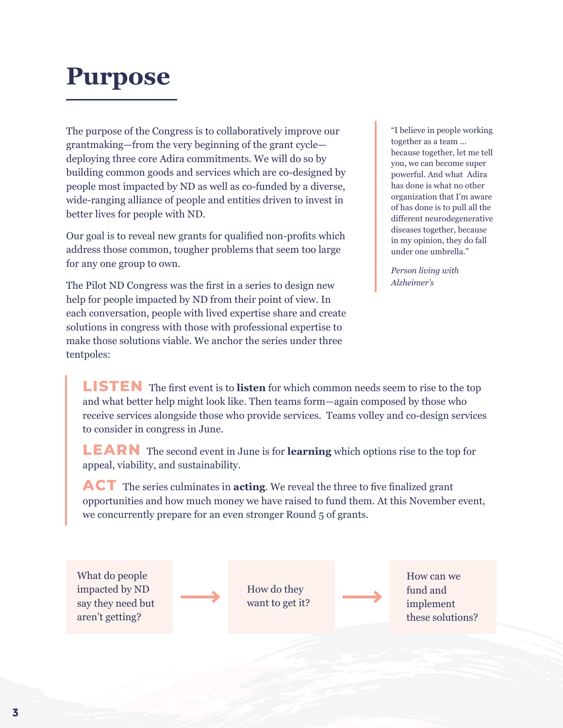# Purpose

The purpose of the Congress is to collaboratively improve our grantmaking—from the very beginning of the grant cycle—deploying three core Adira commitments. We will do so by building common goods and services which are co-designed by people most impacted by ND as well as co-funded by a diverse, wide-ranging alliance of people and entities driven to invest in better lives for people with ND.

Our goal is to reveal new grants for qualified non-profits which address those common, tougher problems that seem too large for any one group to own.

The Pilot ND Congress was the first in a series to design new help for people impacted by ND from their point of view. In each conversation, people with lived expertise share and create solutions in congress with those with professional expertise to make those solutions viable. We anchor the series under three tentpoles:

> "I believe in people working together as a team ... because together, let me tell you, we can become super powerful. And what Adira has done is what no other organization that I'm aware of has done is to pull all the different neurodegenerative diseases together, because in my opinion, they do fall under one umbrella."
>
> *Person living with Alzheimer's*

**LISTEN** The first event is to **listen** for which common needs seem to rise to the top and what better help might look like. Then teams form—again composed by those who receive services alongside those who provide services. Teams volley and co-design services to consider in congress in June.

**LEARN** The second event in June is for **learning** which options rise to the top for appeal, viability, and sustainability.

**ACT** The series culminates in **acting**. We reveal the three to five finalized grant opportunities and how much money we have raised to fund them. At this November event, we concurrently prepare for an even stronger Round 5 of grants.

What do people impacted by ND say they need but aren't getting? → How do they want to get it? → How can we fund and implement these solutions?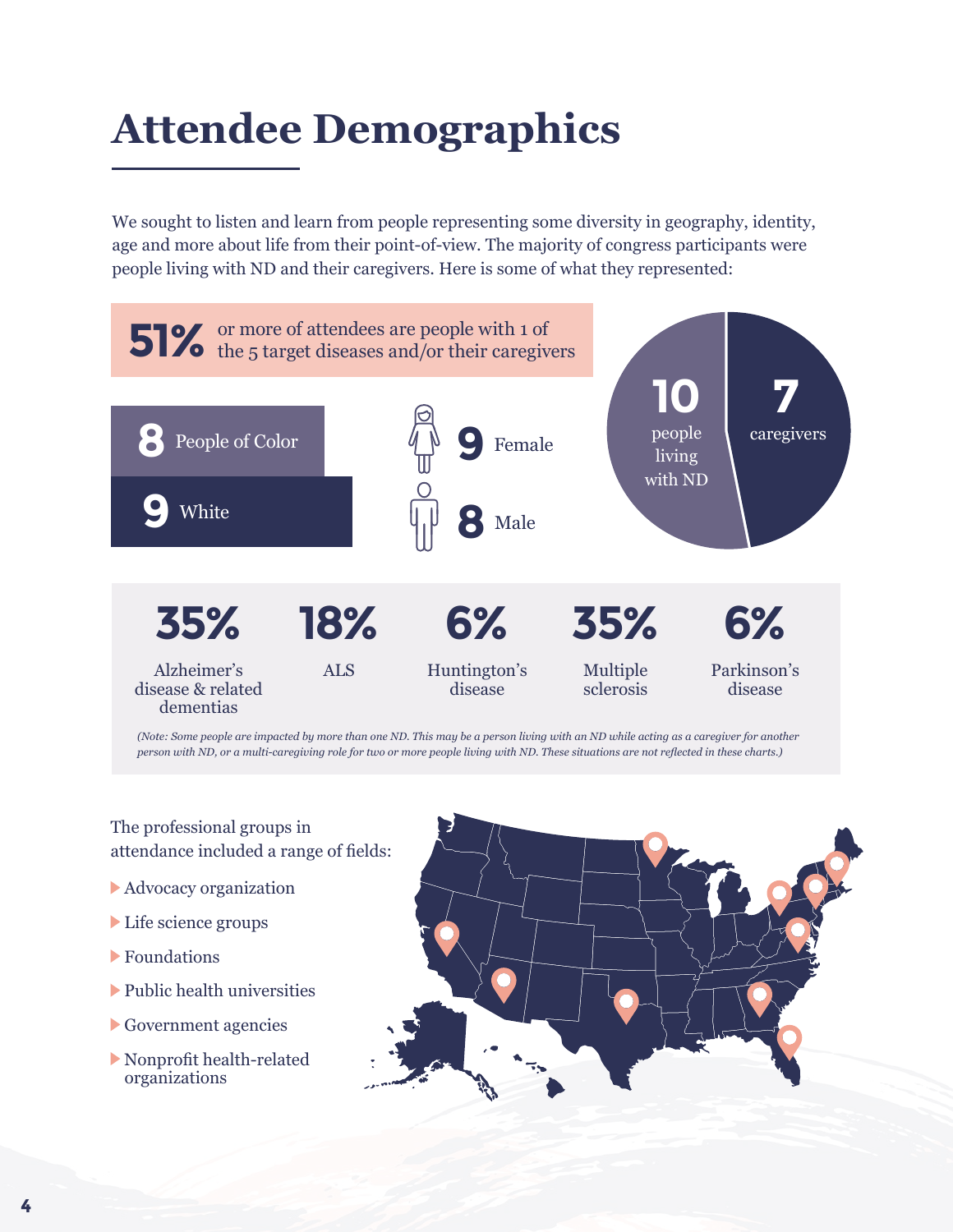# Attendee Demographics

We sought to listen and learn from people representing some diversity in geography, identity, age and more about life from their point-of-view. The majority of congress participants were people living with ND and their caregivers. Here is some of what they represented:

**51%** or more of attendees are people with 1 of the 5 target diseases and/or their caregivers

**8** People of Color

**9** White

**9** Female

**8** Male

**10** people living with ND

**7** caregivers

| 35% | 18% | 6% | 35% | 6% |
|---|---|---|---|---|
| Alzheimer's disease & related dementias | ALS | Huntington's disease | Multiple sclerosis | Parkinson's disease |

*(Note: Some people are impacted by more than one ND. This may be a person living with an ND while acting as a caregiver for another person with ND, or a multi-caregiving role for two or more people living with ND. These situations are not reflected in these charts.)*

The professional groups in attendance included a range of fields:

- Advocacy organization
- Life science groups
- Foundations
- Public health universities
- Government agencies
- Nonprofit health-related organizations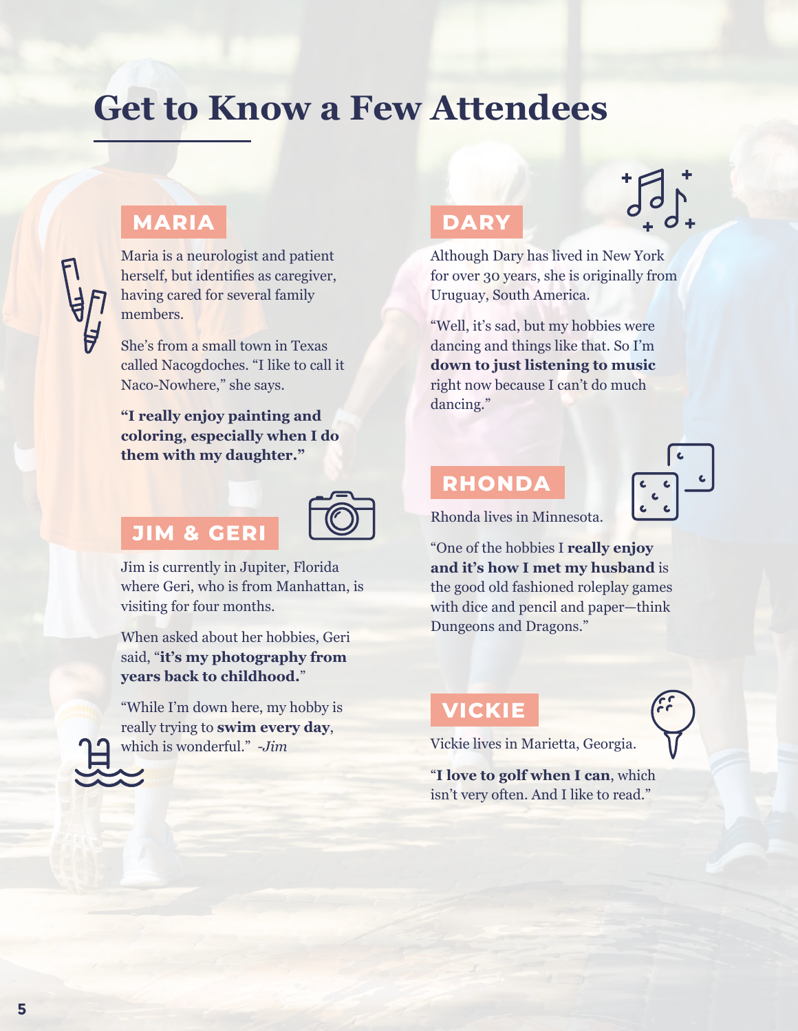# Get to Know a Few Attendees

## MARIA

Maria is a neurologist and patient herself, but identifies as caregiver, having cared for several family members.

She's from a small town in Texas called Nacogdoches. "I like to call it Naco-Nowhere," she says.

**"I really enjoy painting and coloring, especially when I do them with my daughter."**

## JIM & GERI

Jim is currently in Jupiter, Florida where Geri, who is from Manhattan, is visiting for four months.

When asked about her hobbies, Geri said, "**it's my photography from years back to childhood.**"

"While I'm down here, my hobby is really trying to **swim every day**, which is wonderful." *-Jim*

## DARY

Although Dary has lived in New York for over 30 years, she is originally from Uruguay, South America.

"Well, it's sad, but my hobbies were dancing and things like that. So I'm **down to just listening to music** right now because I can't do much dancing."

## RHONDA

Rhonda lives in Minnesota.

"One of the hobbies I **really enjoy and it's how I met my husband** is the good old fashioned roleplay games with dice and pencil and paper—think Dungeons and Dragons."

## VICKIE

Vickie lives in Marietta, Georgia.

"**I love to golf when I can**, which isn't very often. And I like to read."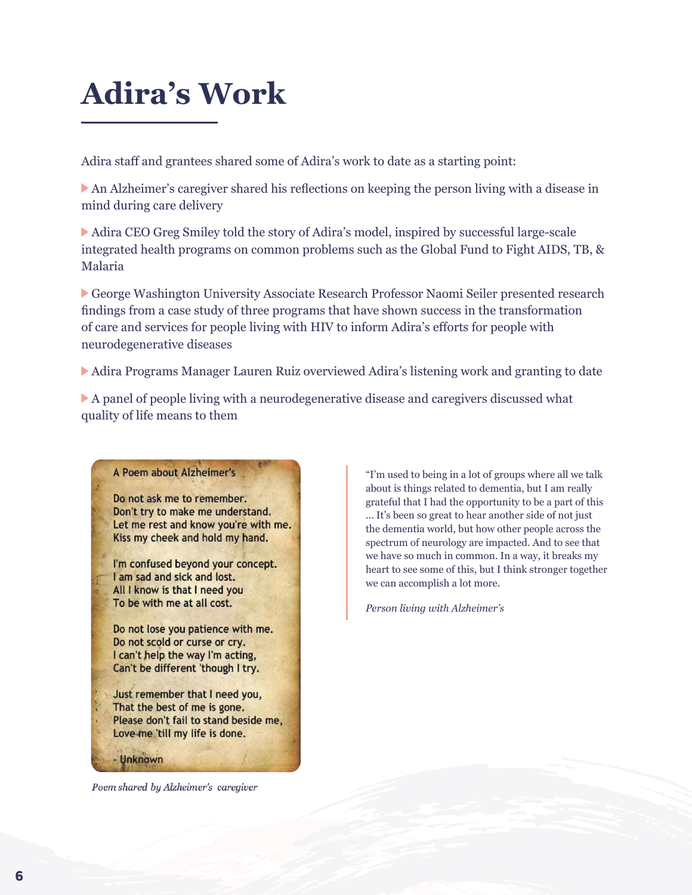# Adira's Work

Adira staff and grantees shared some of Adira's work to date as a starting point:

- An Alzheimer's caregiver shared his reflections on keeping the person living with a disease in mind during care delivery
- Adira CEO Greg Smiley told the story of Adira's model, inspired by successful large-scale integrated health programs on common problems such as the Global Fund to Fight AIDS, TB, & Malaria
- George Washington University Associate Research Professor Naomi Seiler presented research findings from a case study of three programs that have shown success in the transformation of care and services for people living with HIV to inform Adira's efforts for people with neurodegenerative diseases
- Adira Programs Manager Lauren Ruiz overviewed Adira's listening work and granting to date
- A panel of people living with a neurodegenerative disease and caregivers discussed what quality of life means to them

A Poem about Alzheimer's

Do not ask me to remember.
Don't try to make me understand.
Let me rest and know you're with me.
Kiss my cheek and hold my hand.

I'm confused beyond your concept.
I am sad and sick and lost.
All I know is that I need you
To be with me at all cost.

Do not lose you patience with me.
Do not scold or curse or cry.
I can't help the way I'm acting,
Can't be different 'though I try.

Just remember that I need you,
That the best of me is gone.
Please don't fail to stand beside me,
Love me 'till my life is done.

- Unknown

*Poem shared by Alzheimer's caregiver*

> "I'm used to being in a lot of groups where all we talk about is things related to dementia, but I am really grateful that I had the opportunity to be a part of this ... It's been so great to hear another side of not just the dementia world, but how other people across the spectrum of neurology are impacted. And to see that we have so much in common. In a way, it breaks my heart to see some of this, but I think stronger together we can accomplish a lot more.
>
> *Person living with Alzheimer's*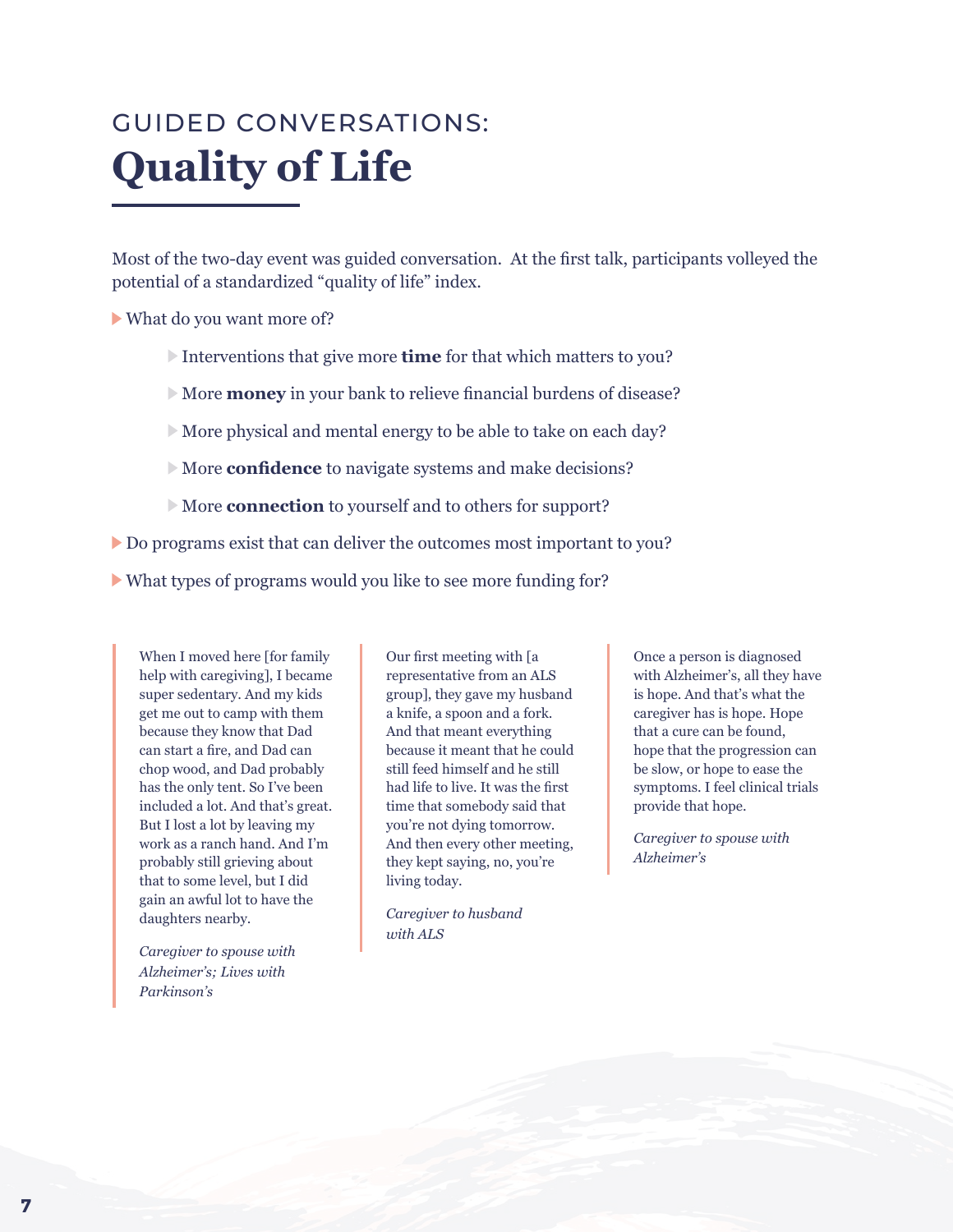## GUIDED CONVERSATIONS:

# Quality of Life

Most of the two-day event was guided conversation. At the first talk, participants volleyed the potential of a standardized "quality of life" index.

- What do you want more of?
  - Interventions that give more **time** for that which matters to you?
  - More **money** in your bank to relieve financial burdens of disease?
  - More physical and mental energy to be able to take on each day?
  - More **confidence** to navigate systems and make decisions?
  - More **connection** to yourself and to others for support?
- Do programs exist that can deliver the outcomes most important to you?
- What types of programs would you like to see more funding for?

> When I moved here [for family help with caregiving], I became super sedentary. And my kids get me out to camp with them because they know that Dad can start a fire, and Dad can chop wood, and Dad probably has the only tent. So I've been included a lot. And that's great. But I lost a lot by leaving my work as a ranch hand. And I'm probably still grieving about that to some level, but I did gain an awful lot to have the daughters nearby.
>
> *Caregiver to spouse with Alzheimer's; Lives with Parkinson's*

> Our first meeting with [a representative from an ALS group], they gave my husband a knife, a spoon and a fork. And that meant everything because it meant that he could still feed himself and he still had life to live. It was the first time that somebody said that you're not dying tomorrow. And then every other meeting, they kept saying, no, you're living today.
>
> *Caregiver to husband with ALS*

> Once a person is diagnosed with Alzheimer's, all they have is hope. And that's what the caregiver has is hope. Hope that a cure can be found, hope that the progression can be slow, or hope to ease the symptoms. I feel clinical trials provide that hope.
>
> *Caregiver to spouse with Alzheimer's*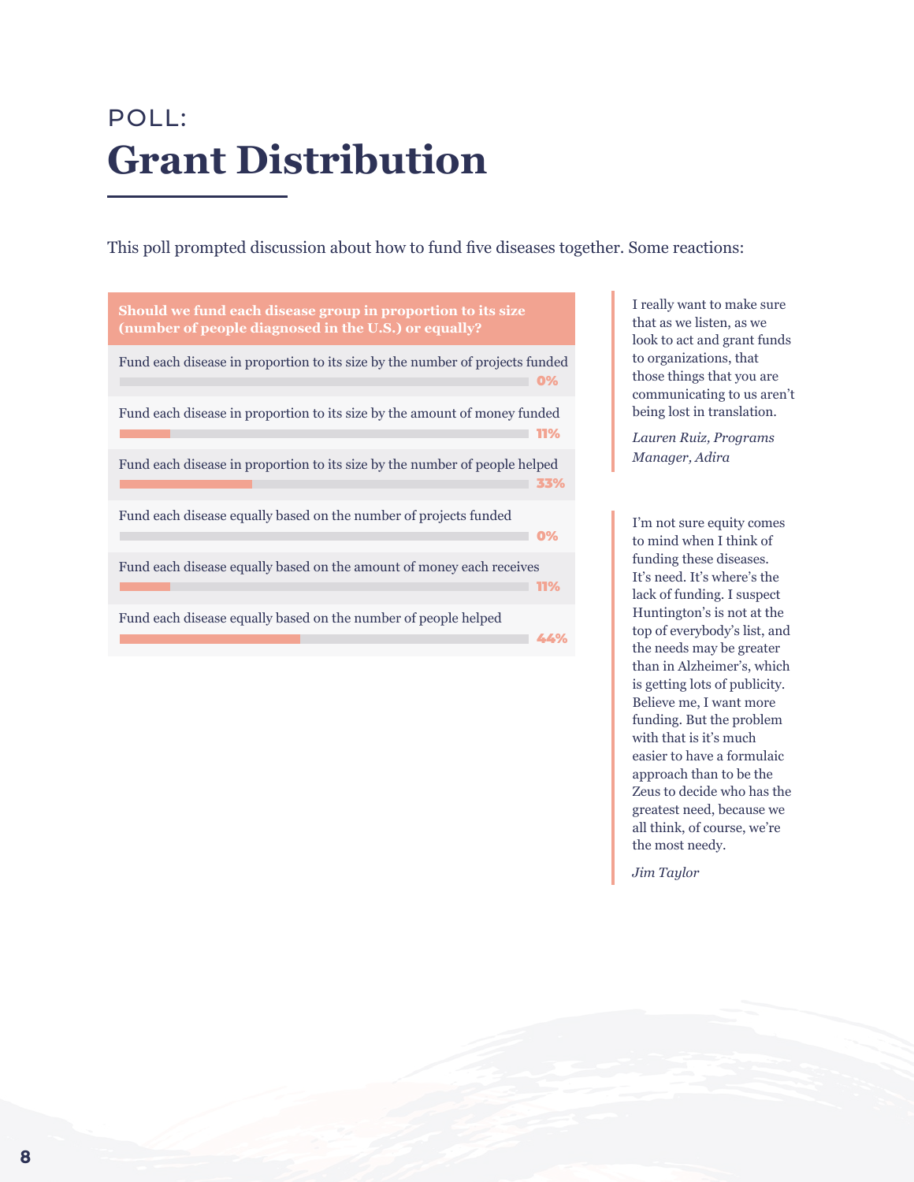POLL:

# Grant Distribution

This poll prompted discussion about how to fund five diseases together. Some reactions:

| Should we fund each disease group in proportion to its size (number of people diagnosed in the U.S.) or equally? | |
|---|---|
| Fund each disease in proportion to its size by the number of projects funded | 0% |
| Fund each disease in proportion to its size by the amount of money funded | 11% |
| Fund each disease in proportion to its size by the number of people helped | 33% |
| Fund each disease equally based on the number of projects funded | 0% |
| Fund each disease equally based on the amount of money each receives | 11% |
| Fund each disease equally based on the number of people helped | 44% |

> I really want to make sure that as we listen, as we look to act and grant funds to organizations, that those things that you are communicating to us aren't being lost in translation.
>
> *Lauren Ruiz, Programs Manager, Adira*

> I'm not sure equity comes to mind when I think of funding these diseases. It's need. It's where's the lack of funding. I suspect Huntington's is not at the top of everybody's list, and the needs may be greater than in Alzheimer's, which is getting lots of publicity. Believe me, I want more funding. But the problem with that is it's much easier to have a formulaic approach than to be the Zeus to decide who has the greatest need, because we all think, of course, we're the most needy.
>
> *Jim Taylor*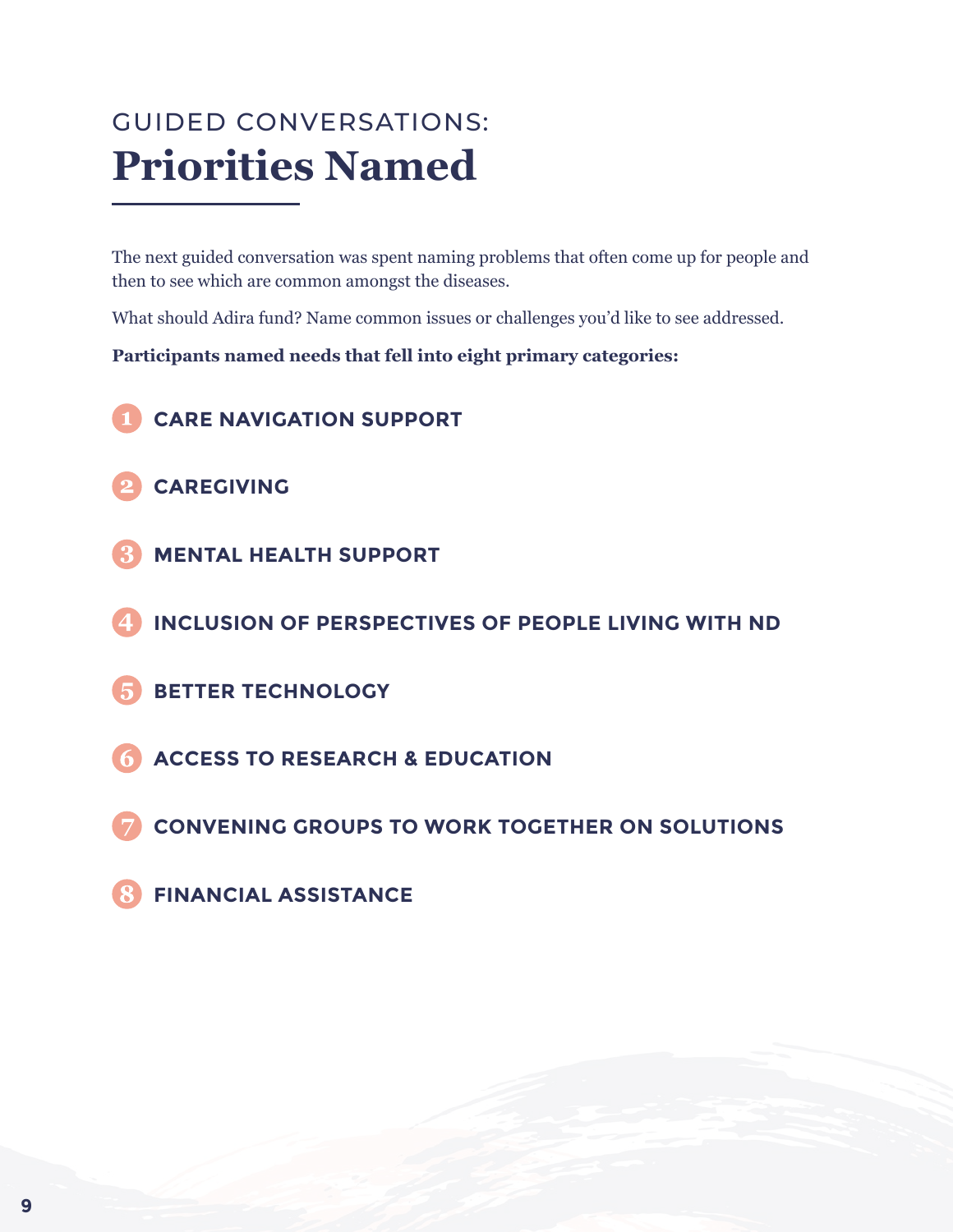GUIDED CONVERSATIONS:

# Priorities Named

The next guided conversation was spent naming problems that often come up for people and then to see which are common amongst the diseases.

What should Adira fund? Name common issues or challenges you'd like to see addressed.

**Participants named needs that fell into eight primary categories:**

1. **CARE NAVIGATION SUPPORT**
2. **CAREGIVING**
3. **MENTAL HEALTH SUPPORT**
4. **INCLUSION OF PERSPECTIVES OF PEOPLE LIVING WITH ND**
5. **BETTER TECHNOLOGY**
6. **ACCESS TO RESEARCH & EDUCATION**
7. **CONVENING GROUPS TO WORK TOGETHER ON SOLUTIONS**
8. **FINANCIAL ASSISTANCE**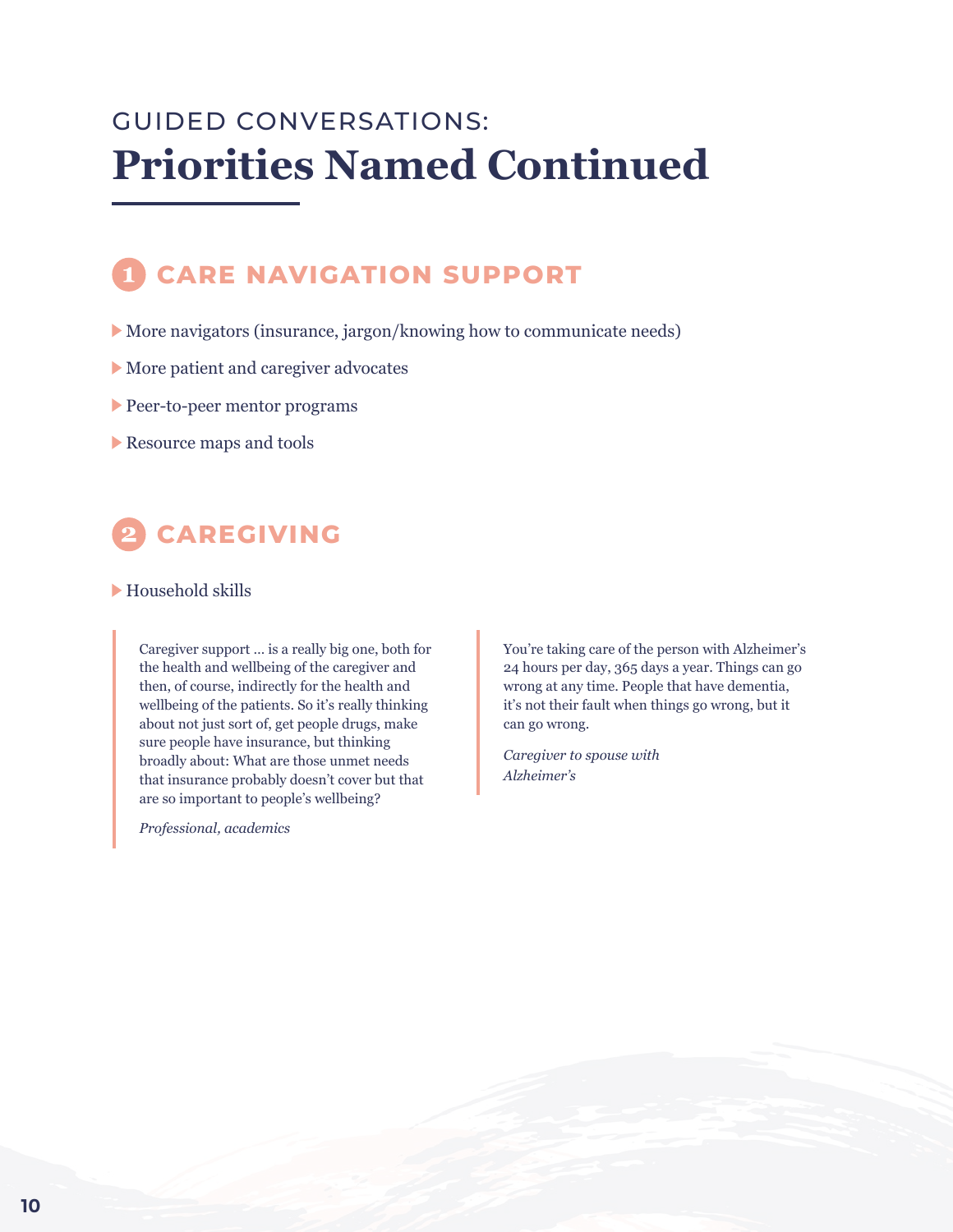GUIDED CONVERSATIONS:

# Priorities Named Continued

## 1 CARE NAVIGATION SUPPORT

- More navigators (insurance, jargon/knowing how to communicate needs)
- More patient and caregiver advocates
- Peer-to-peer mentor programs
- Resource maps and tools

## 2 CAREGIVING

- Household skills

> Caregiver support … is a really big one, both for the health and wellbeing of the caregiver and then, of course, indirectly for the health and wellbeing of the patients. So it's really thinking about not just sort of, get people drugs, make sure people have insurance, but thinking broadly about: What are those unmet needs that insurance probably doesn't cover but that are so important to people's wellbeing?
>
> *Professional, academics*

> You're taking care of the person with Alzheimer's 24 hours per day, 365 days a year. Things can go wrong at any time. People that have dementia, it's not their fault when things go wrong, but it can go wrong.
>
> *Caregiver to spouse with Alzheimer's*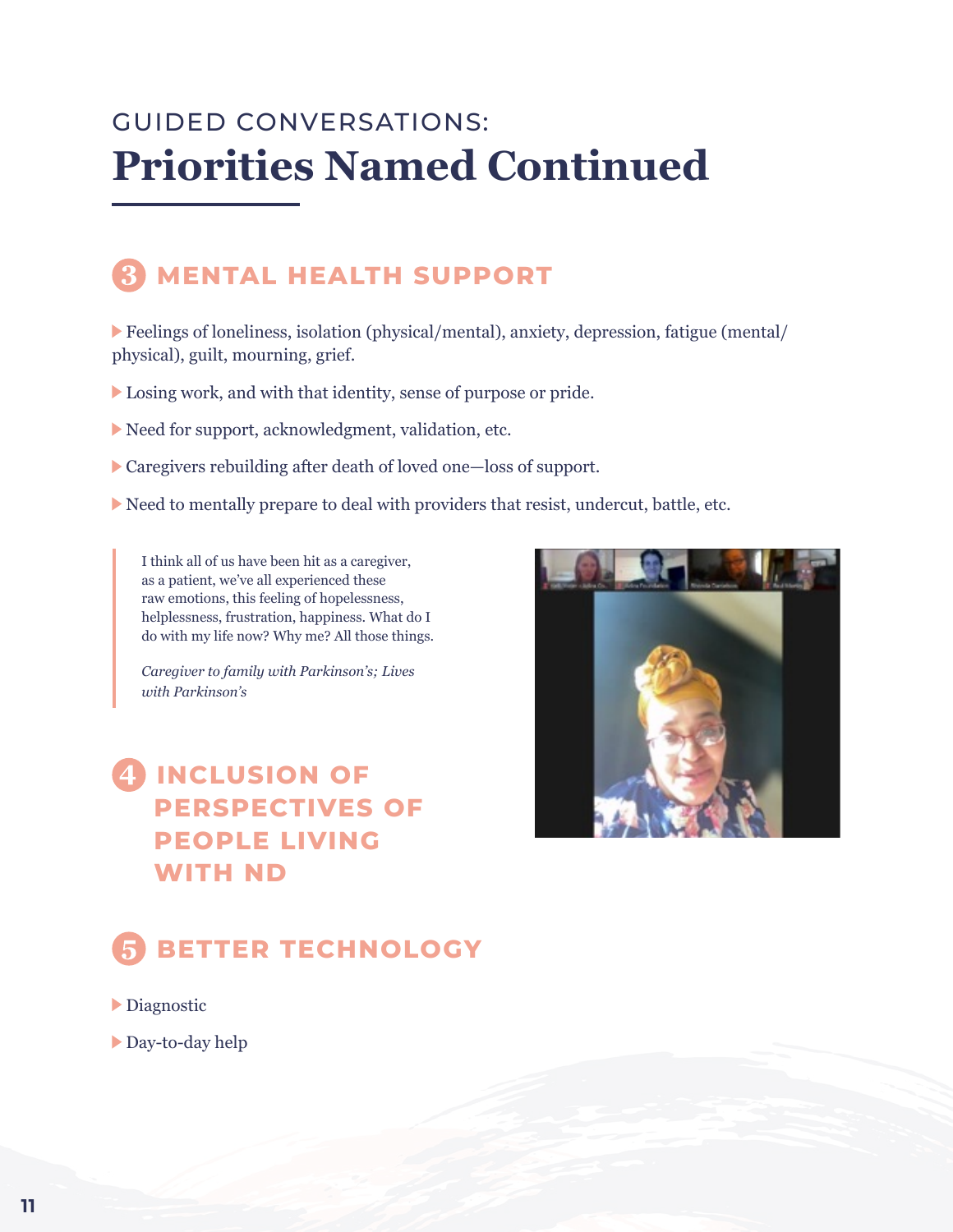GUIDED CONVERSATIONS:

# Priorities Named Continued

## 3 MENTAL HEALTH SUPPORT

- Feelings of loneliness, isolation (physical/mental), anxiety, depression, fatigue (mental/physical), guilt, mourning, grief.
- Losing work, and with that identity, sense of purpose or pride.
- Need for support, acknowledgment, validation, etc.
- Caregivers rebuilding after death of loved one—loss of support.
- Need to mentally prepare to deal with providers that resist, undercut, battle, etc.

> I think all of us have been hit as a caregiver, as a patient, we've all experienced these raw emotions, this feeling of hopelessness, helplessness, frustration, happiness. What do I do with my life now? Why me? All those things.
>
> *Caregiver to family with Parkinson's; Lives with Parkinson's*

## 4 INCLUSION OF PERSPECTIVES OF PEOPLE LIVING WITH ND

## 5 BETTER TECHNOLOGY

- Diagnostic
- Day-to-day help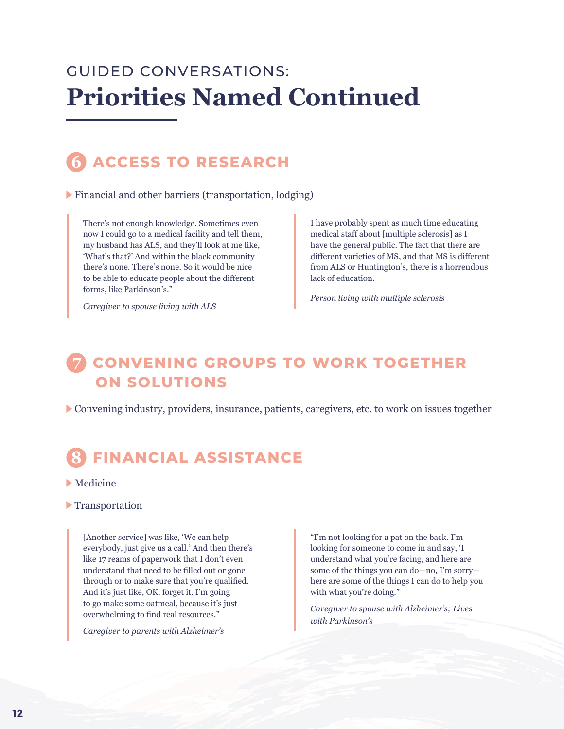GUIDED CONVERSATIONS:

# Priorities Named Continued

## 6 ACCESS TO RESEARCH

- Financial and other barriers (transportation, lodging)

> There's not enough knowledge. Sometimes even now I could go to a medical facility and tell them, my husband has ALS, and they'll look at me like, 'What's that?' And within the black community there's none. There's none. So it would be nice to be able to educate people about the different forms, like Parkinson's."
>
> *Caregiver to spouse living with ALS*

> I have probably spent as much time educating medical staff about [multiple sclerosis] as I have the general public. The fact that there are different varieties of MS, and that MS is different from ALS or Huntington's, there is a horrendous lack of education.
>
> *Person living with multiple sclerosis*

## 7 CONVENING GROUPS TO WORK TOGETHER ON SOLUTIONS

- Convening industry, providers, insurance, patients, caregivers, etc. to work on issues together

## 8 FINANCIAL ASSISTANCE

- Medicine
- Transportation

> [Another service] was like, 'We can help everybody, just give us a call.' And then there's like 17 reams of paperwork that I don't even understand that need to be filled out or gone through or to make sure that you're qualified. And it's just like, OK, forget it. I'm going to go make some oatmeal, because it's just overwhelming to find real resources."
>
> *Caregiver to parents with Alzheimer's*

> "I'm not looking for a pat on the back. I'm looking for someone to come in and say, 'I understand what you're facing, and here are some of the things you can do—no, I'm sorry—here are some of the things I can do to help you with what you're doing."
>
> *Caregiver to spouse with Alzheimer's; Lives with Parkinson's*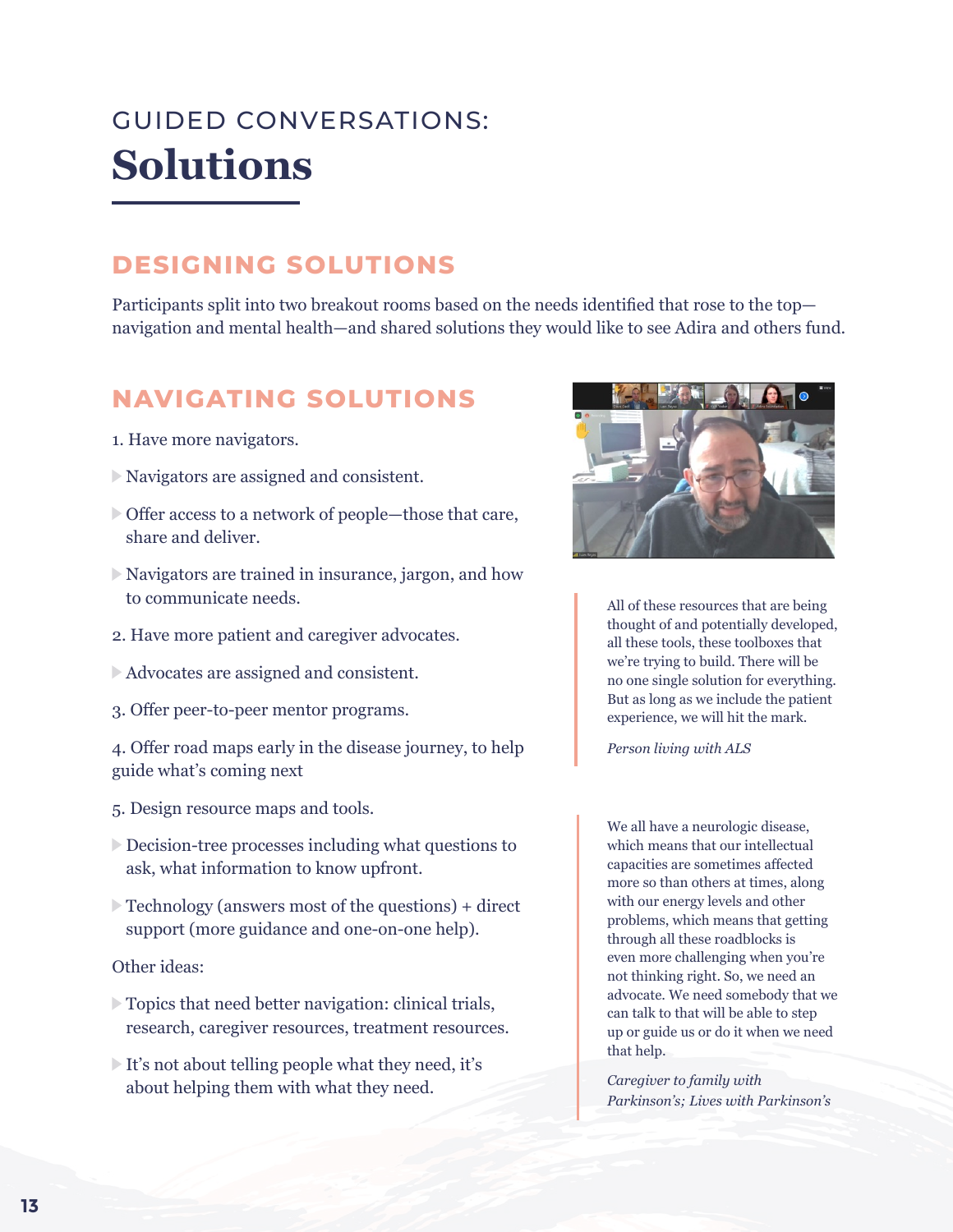GUIDED CONVERSATIONS:

# Solutions

## DESIGNING SOLUTIONS

Participants split into two breakout rooms based on the needs identified that rose to the top—navigation and mental health—and shared solutions they would like to see Adira and others fund.

## NAVIGATING SOLUTIONS

1. Have more navigators.
    - Navigators are assigned and consistent.
    - Offer access to a network of people—those that care, share and deliver.
    - Navigators are trained in insurance, jargon, and how to communicate needs.
2. Have more patient and caregiver advocates.
    - Advocates are assigned and consistent.
3. Offer peer-to-peer mentor programs.
4. Offer road maps early in the disease journey, to help guide what's coming next
5. Design resource maps and tools.
    - Decision-tree processes including what questions to ask, what information to know upfront.
    - Technology (answers most of the questions) + direct support (more guidance and one-on-one help).

Other ideas:

- Topics that need better navigation: clinical trials, research, caregiver resources, treatment resources.
- It's not about telling people what they need, it's about helping them with what they need.

> All of these resources that are being thought of and potentially developed, all these tools, these toolboxes that we're trying to build. There will be no one single solution for everything. But as long as we include the patient experience, we will hit the mark.
>
> *Person living with ALS*

> We all have a neurologic disease, which means that our intellectual capacities are sometimes affected more so than others at times, along with our energy levels and other problems, which means that getting through all these roadblocks is even more challenging when you're not thinking right. So, we need an advocate. We need somebody that we can talk to that will be able to step up or guide us or do it when we need that help.
>
> *Caregiver to family with Parkinson's; Lives with Parkinson's*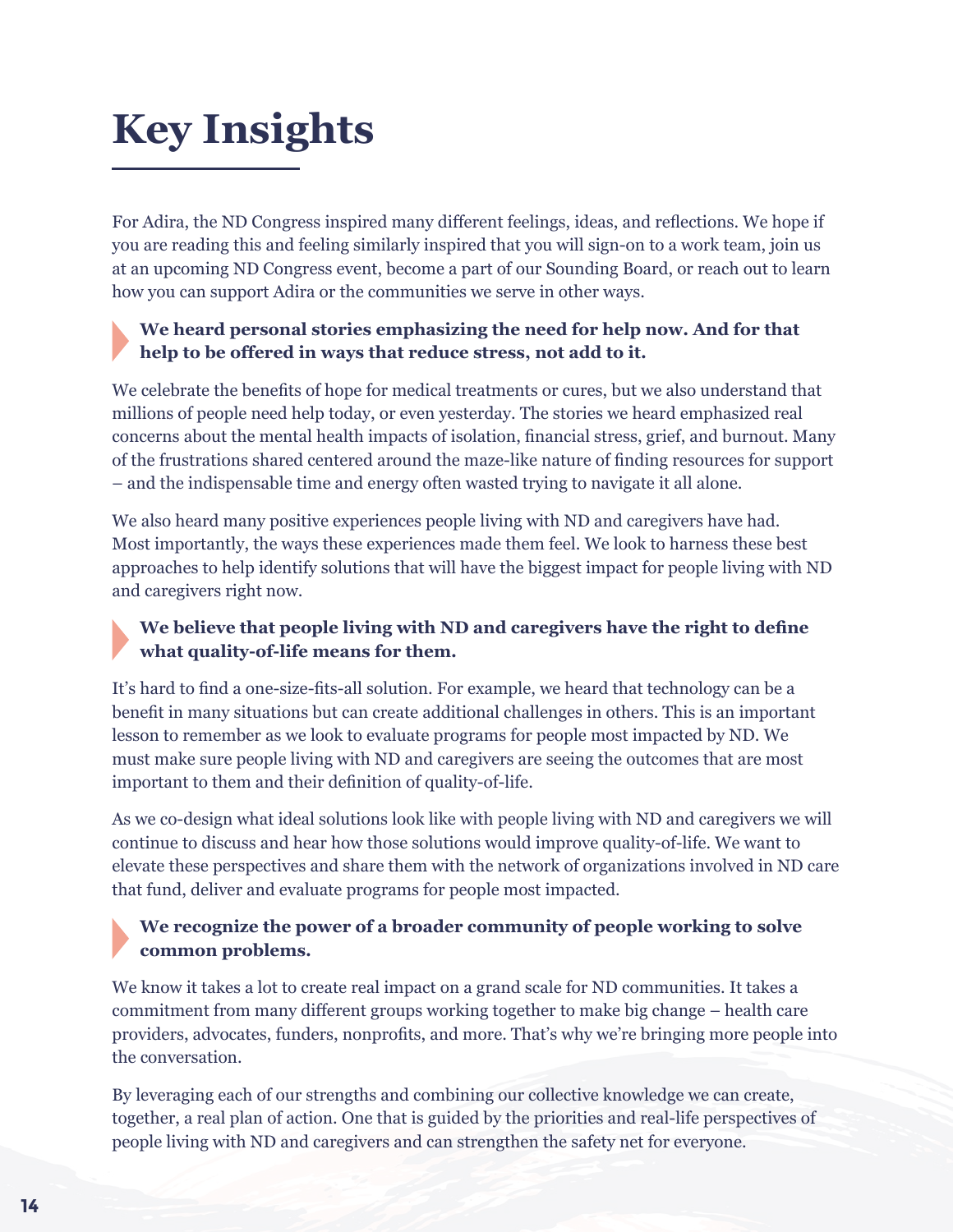# Key Insights

For Adira, the ND Congress inspired many different feelings, ideas, and reflections. We hope if you are reading this and feeling similarly inspired that you will sign-on to a work team, join us at an upcoming ND Congress event, become a part of our Sounding Board, or reach out to learn how you can support Adira or the communities we serve in other ways.

**We heard personal stories emphasizing the need for help now. And for that help to be offered in ways that reduce stress, not add to it.**

We celebrate the benefits of hope for medical treatments or cures, but we also understand that millions of people need help today, or even yesterday. The stories we heard emphasized real concerns about the mental health impacts of isolation, financial stress, grief, and burnout. Many of the frustrations shared centered around the maze-like nature of finding resources for support – and the indispensable time and energy often wasted trying to navigate it all alone.

We also heard many positive experiences people living with ND and caregivers have had. Most importantly, the ways these experiences made them feel. We look to harness these best approaches to help identify solutions that will have the biggest impact for people living with ND and caregivers right now.

**We believe that people living with ND and caregivers have the right to define what quality-of-life means for them.**

It's hard to find a one-size-fits-all solution. For example, we heard that technology can be a benefit in many situations but can create additional challenges in others. This is an important lesson to remember as we look to evaluate programs for people most impacted by ND. We must make sure people living with ND and caregivers are seeing the outcomes that are most important to them and their definition of quality-of-life.

As we co-design what ideal solutions look like with people living with ND and caregivers we will continue to discuss and hear how those solutions would improve quality-of-life. We want to elevate these perspectives and share them with the network of organizations involved in ND care that fund, deliver and evaluate programs for people most impacted.

**We recognize the power of a broader community of people working to solve common problems.**

We know it takes a lot to create real impact on a grand scale for ND communities. It takes a commitment from many different groups working together to make big change – health care providers, advocates, funders, nonprofits, and more. That's why we're bringing more people into the conversation.

By leveraging each of our strengths and combining our collective knowledge we can create, together, a real plan of action. One that is guided by the priorities and real-life perspectives of people living with ND and caregivers and can strengthen the safety net for everyone.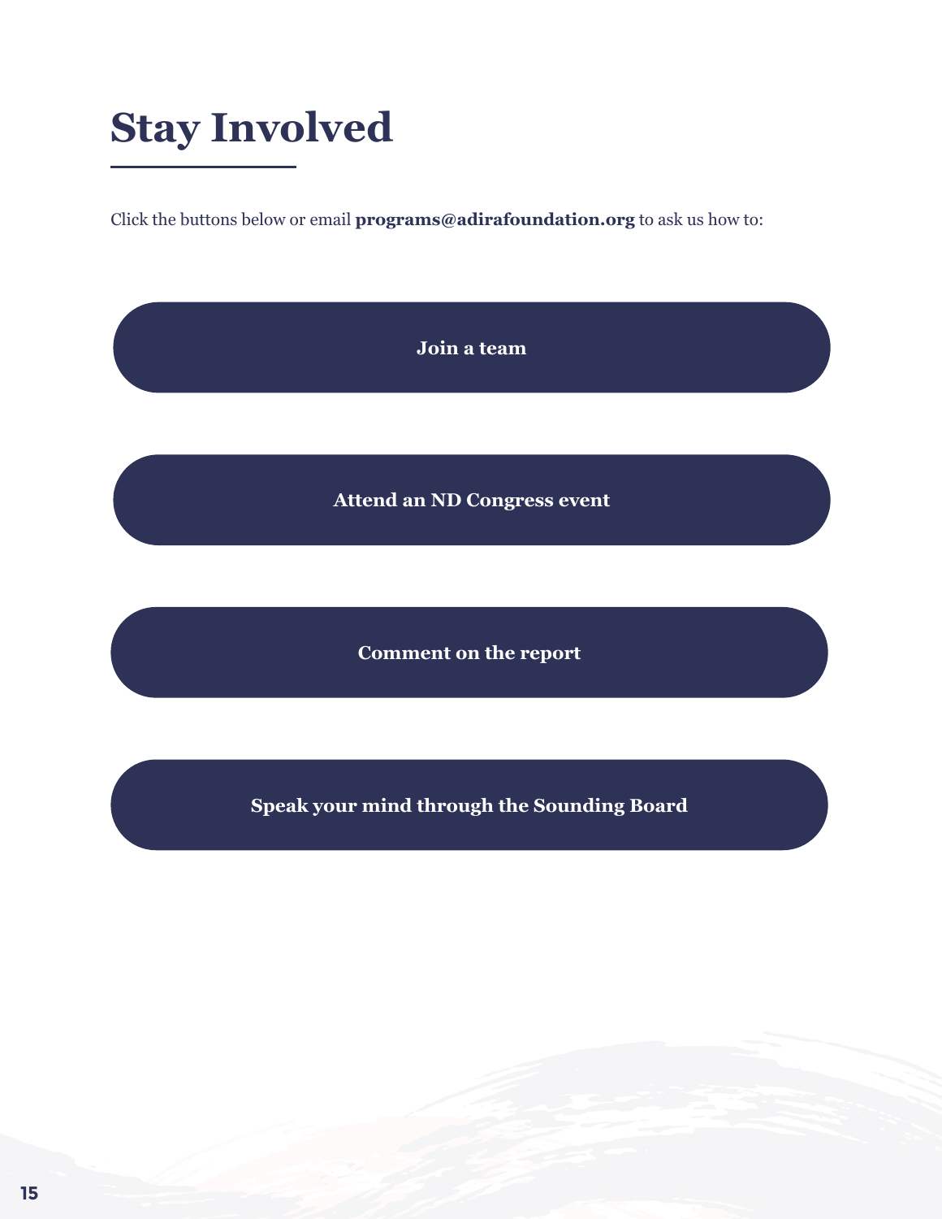# Stay Involved

Click the buttons below or email **programs@adirafoundation.org** to ask us how to:

**Join a team**

**Attend an ND Congress event**

**Comment on the report**

**Speak your mind through the Sounding Board**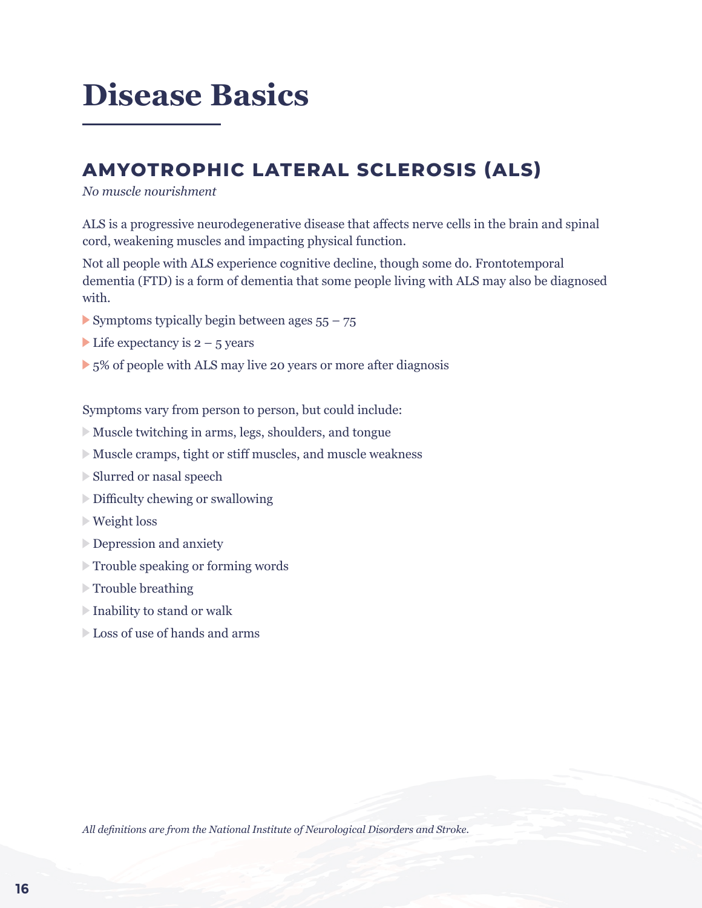# Disease Basics

## AMYOTROPHIC LATERAL SCLEROSIS (ALS)

*No muscle nourishment*

ALS is a progressive neurodegenerative disease that affects nerve cells in the brain and spinal cord, weakening muscles and impacting physical function.

Not all people with ALS experience cognitive decline, though some do. Frontotemporal dementia (FTD) is a form of dementia that some people living with ALS may also be diagnosed with.

- Symptoms typically begin between ages 55 – 75
- Life expectancy is 2 – 5 years
- 5% of people with ALS may live 20 years or more after diagnosis

Symptoms vary from person to person, but could include:

- Muscle twitching in arms, legs, shoulders, and tongue
- Muscle cramps, tight or stiff muscles, and muscle weakness
- Slurred or nasal speech
- Difficulty chewing or swallowing
- Weight loss
- Depression and anxiety
- Trouble speaking or forming words
- Trouble breathing
- Inability to stand or walk
- Loss of use of hands and arms

*All definitions are from the National Institute of Neurological Disorders and Stroke.*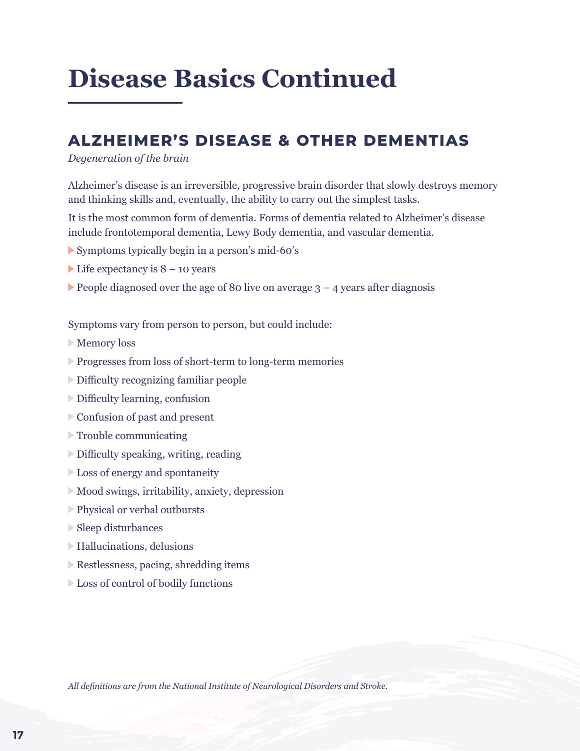# Disease Basics Continued

## ALZHEIMER'S DISEASE & OTHER DEMENTIAS

*Degeneration of the brain*

Alzheimer's disease is an irreversible, progressive brain disorder that slowly destroys memory and thinking skills and, eventually, the ability to carry out the simplest tasks.

It is the most common form of dementia. Forms of dementia related to Alzheimer's disease include frontotemporal dementia, Lewy Body dementia, and vascular dementia.

- Symptoms typically begin in a person's mid-60's
- Life expectancy is 8 – 10 years
- People diagnosed over the age of 80 live on average 3 – 4 years after diagnosis

Symptoms vary from person to person, but could include:

- Memory loss
- Progresses from loss of short-term to long-term memories
- Difficulty recognizing familiar people
- Difficulty learning, confusion
- Confusion of past and present
- Trouble communicating
- Difficulty speaking, writing, reading
- Loss of energy and spontaneity
- Mood swings, irritability, anxiety, depression
- Physical or verbal outbursts
- Sleep disturbances
- Hallucinations, delusions
- Restlessness, pacing, shredding items
- Loss of control of bodily functions

*All definitions are from the National Institute of Neurological Disorders and Stroke.*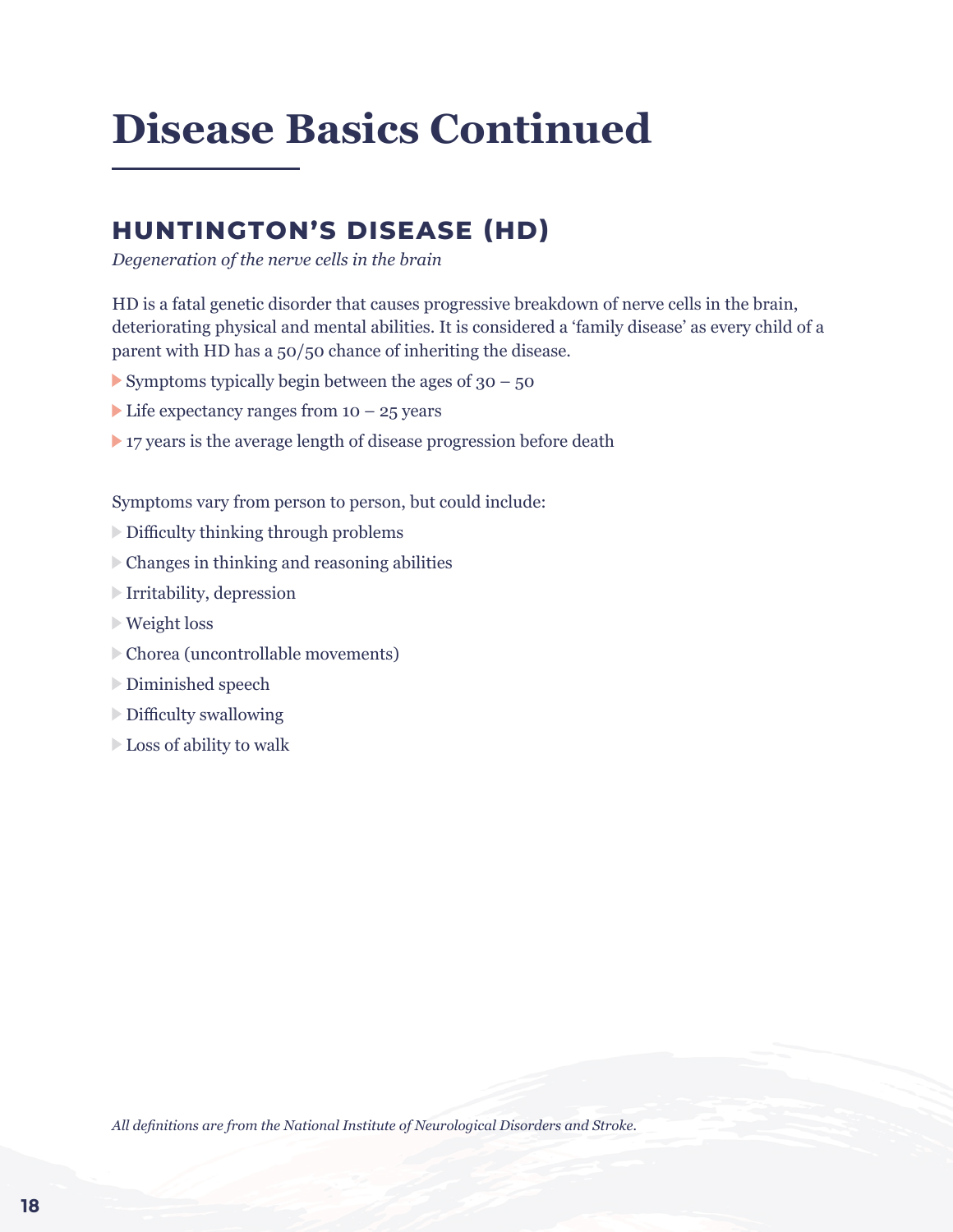# Disease Basics Continued

## HUNTINGTON'S DISEASE (HD)

*Degeneration of the nerve cells in the brain*

HD is a fatal genetic disorder that causes progressive breakdown of nerve cells in the brain, deteriorating physical and mental abilities. It is considered a 'family disease' as every child of a parent with HD has a 50/50 chance of inheriting the disease.

- Symptoms typically begin between the ages of 30 – 50
- Life expectancy ranges from 10 – 25 years
- 17 years is the average length of disease progression before death

Symptoms vary from person to person, but could include:

- Difficulty thinking through problems
- Changes in thinking and reasoning abilities
- Irritability, depression
- Weight loss
- Chorea (uncontrollable movements)
- Diminished speech
- Difficulty swallowing
- Loss of ability to walk

*All definitions are from the National Institute of Neurological Disorders and Stroke.*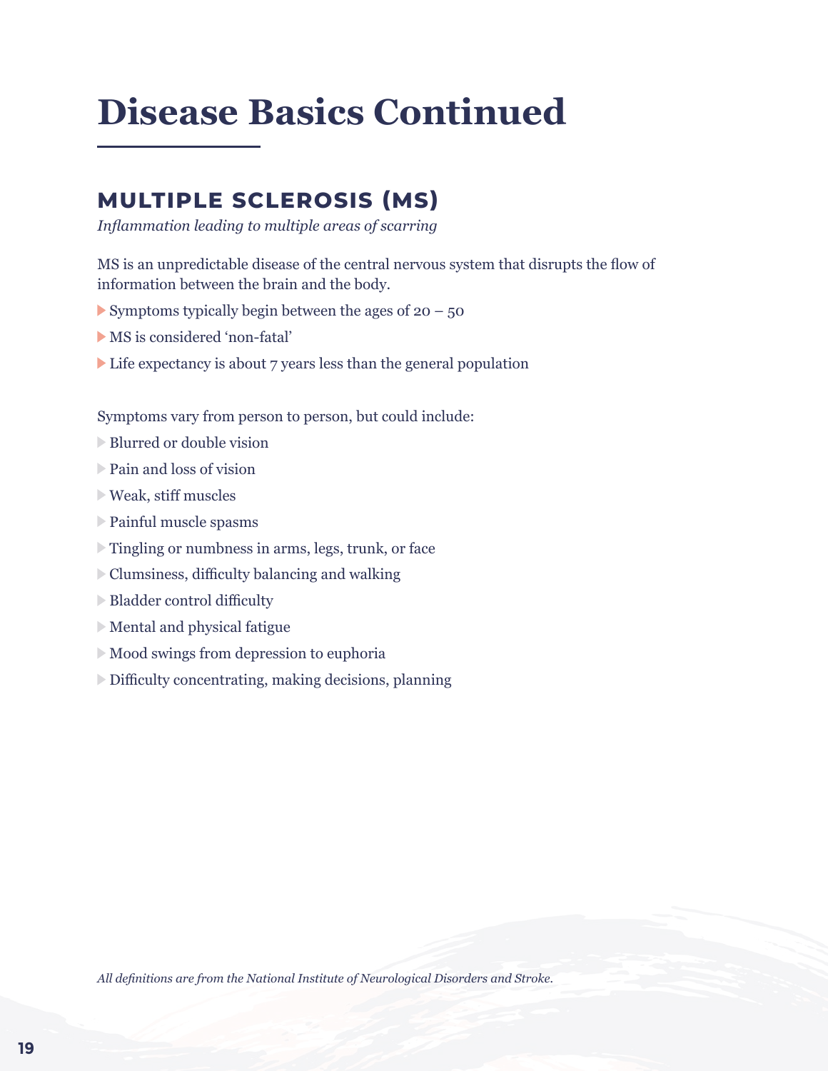# Disease Basics Continued

## MULTIPLE SCLEROSIS (MS)

*Inflammation leading to multiple areas of scarring*

MS is an unpredictable disease of the central nervous system that disrupts the flow of information between the brain and the body.

- Symptoms typically begin between the ages of 20 – 50
- MS is considered 'non-fatal'
- Life expectancy is about 7 years less than the general population

Symptoms vary from person to person, but could include:

- Blurred or double vision
- Pain and loss of vision
- Weak, stiff muscles
- Painful muscle spasms
- Tingling or numbness in arms, legs, trunk, or face
- Clumsiness, difficulty balancing and walking
- Bladder control difficulty
- Mental and physical fatigue
- Mood swings from depression to euphoria
- Difficulty concentrating, making decisions, planning

*All definitions are from the National Institute of Neurological Disorders and Stroke.*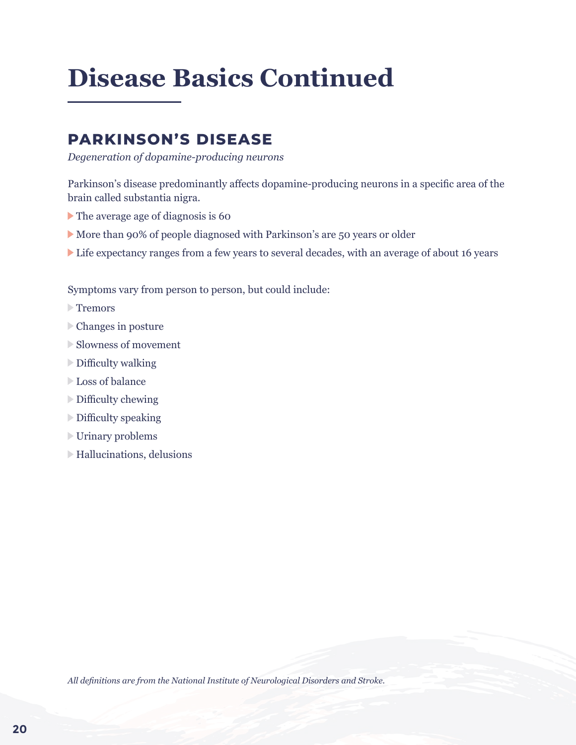# Disease Basics Continued

## PARKINSON'S DISEASE

*Degeneration of dopamine-producing neurons*

Parkinson's disease predominantly affects dopamine-producing neurons in a specific area of the brain called substantia nigra.

- The average age of diagnosis is 60
- More than 90% of people diagnosed with Parkinson's are 50 years or older
- Life expectancy ranges from a few years to several decades, with an average of about 16 years

Symptoms vary from person to person, but could include:

- Tremors
- Changes in posture
- Slowness of movement
- Difficulty walking
- Loss of balance
- Difficulty chewing
- Difficulty speaking
- Urinary problems
- Hallucinations, delusions

*All definitions are from the National Institute of Neurological Disorders and Stroke.*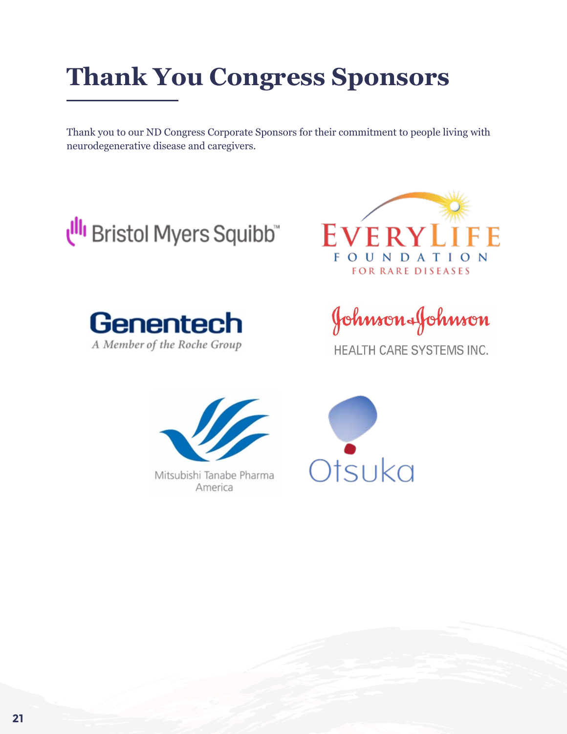# Thank You Congress Sponsors

Thank you to our ND Congress Corporate Sponsors for their commitment to people living with neurodegenerative disease and caregivers.

Bristol Myers Squibb™

EveryLife Foundation for Rare Diseases

Genentech
*A Member of the Roche Group*

Johnson & Johnson
HEALTH CARE SYSTEMS INC.

Mitsubishi Tanabe Pharma America

Otsuka